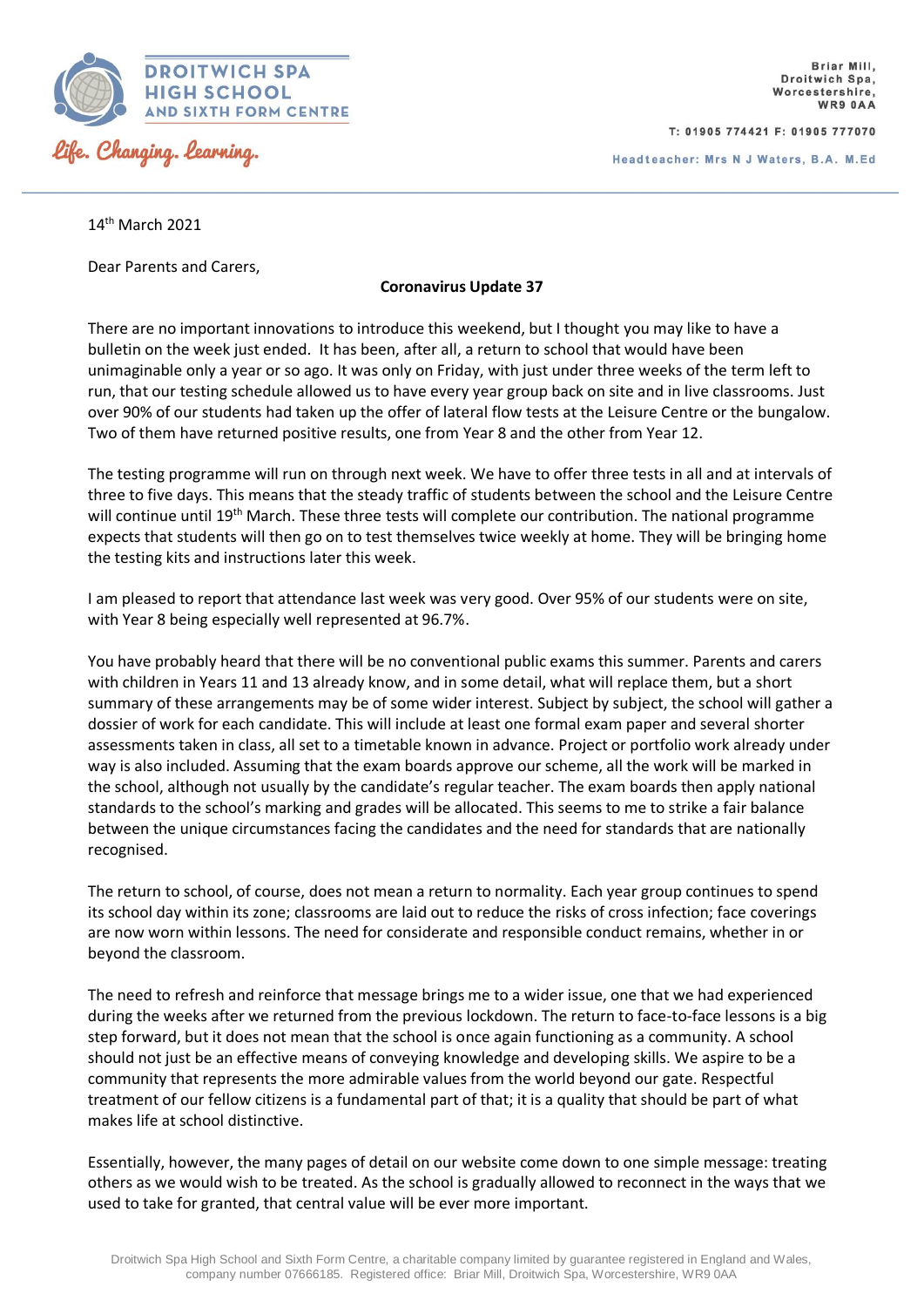DROITWICH SPA HIGH SCHOOL AND SIXTH FORM CENTRE

*Life. Changing. Learning.*

Briar Mill,
Droitwich Spa,
Worcestershire,
WR9 0AA

T: 01905 774421 F: 01905 777070

Headteacher: Mrs N J Waters, B.A. M.Ed

14th March 2021

Dear Parents and Carers,

**Coronavirus Update 37**

There are no important innovations to introduce this weekend, but I thought you may like to have a bulletin on the week just ended. It has been, after all, a return to school that would have been unimaginable only a year or so ago. It was only on Friday, with just under three weeks of the term left to run, that our testing schedule allowed us to have every year group back on site and in live classrooms. Just over 90% of our students had taken up the offer of lateral flow tests at the Leisure Centre or the bungalow. Two of them have returned positive results, one from Year 8 and the other from Year 12.

The testing programme will run on through next week. We have to offer three tests in all and at intervals of three to five days. This means that the steady traffic of students between the school and the Leisure Centre will continue until 19th March. These three tests will complete our contribution. The national programme expects that students will then go on to test themselves twice weekly at home. They will be bringing home the testing kits and instructions later this week.

I am pleased to report that attendance last week was very good. Over 95% of our students were on site, with Year 8 being especially well represented at 96.7%.

You have probably heard that there will be no conventional public exams this summer. Parents and carers with children in Years 11 and 13 already know, and in some detail, what will replace them, but a short summary of these arrangements may be of some wider interest. Subject by subject, the school will gather a dossier of work for each candidate. This will include at least one formal exam paper and several shorter assessments taken in class, all set to a timetable known in advance. Project or portfolio work already under way is also included. Assuming that the exam boards approve our scheme, all the work will be marked in the school, although not usually by the candidate's regular teacher. The exam boards then apply national standards to the school's marking and grades will be allocated. This seems to me to strike a fair balance between the unique circumstances facing the candidates and the need for standards that are nationally recognised.

The return to school, of course, does not mean a return to normality. Each year group continues to spend its school day within its zone; classrooms are laid out to reduce the risks of cross infection; face coverings are now worn within lessons. The need for considerate and responsible conduct remains, whether in or beyond the classroom.

The need to refresh and reinforce that message brings me to a wider issue, one that we had experienced during the weeks after we returned from the previous lockdown. The return to face-to-face lessons is a big step forward, but it does not mean that the school is once again functioning as a community. A school should not just be an effective means of conveying knowledge and developing skills. We aspire to be a community that represents the more admirable values from the world beyond our gate. Respectful treatment of our fellow citizens is a fundamental part of that; it is a quality that should be part of what makes life at school distinctive.

Essentially, however, the many pages of detail on our website come down to one simple message: treating others as we would wish to be treated. As the school is gradually allowed to reconnect in the ways that we used to take for granted, that central value will be ever more important.

Droitwich Spa High School and Sixth Form Centre, a charitable company limited by guarantee registered in England and Wales, company number 07666185. Registered office: Briar Mill, Droitwich Spa, Worcestershire, WR9 0AA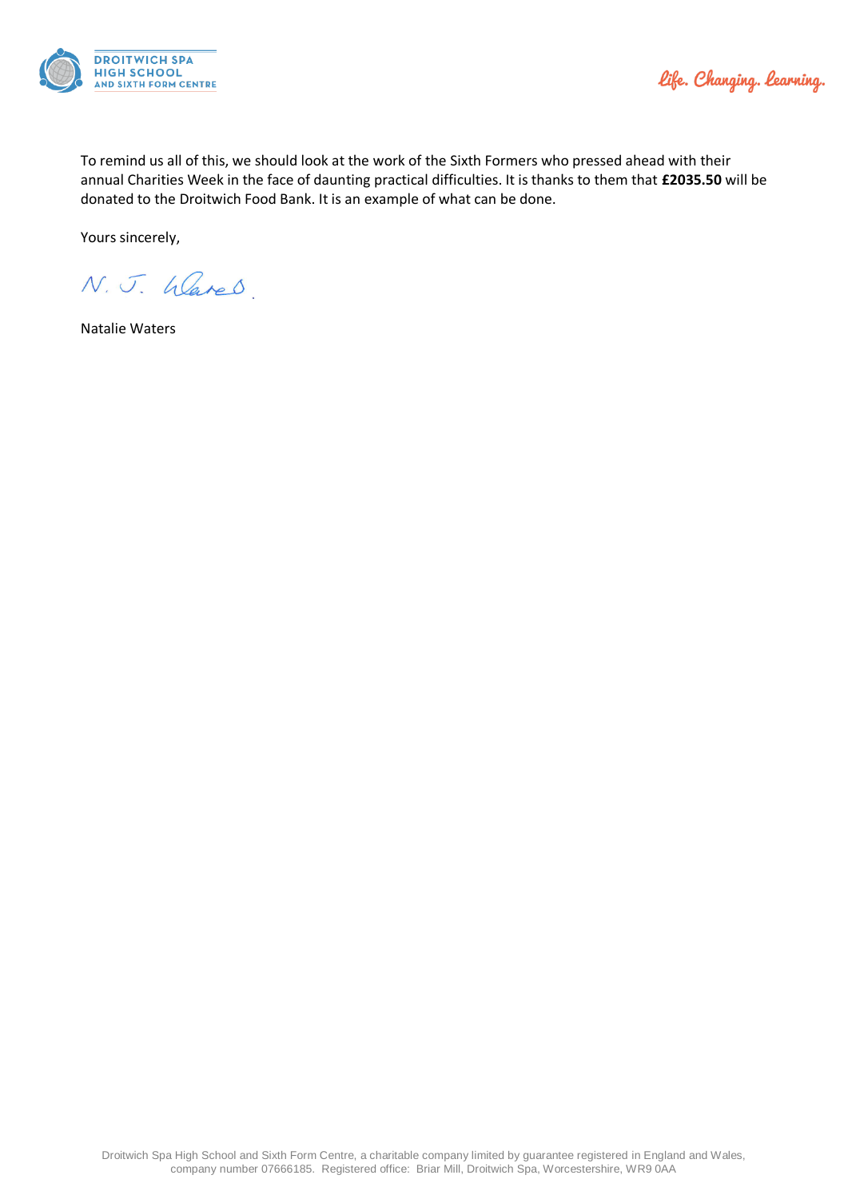To remind us all of this, we should look at the work of the Sixth Formers who pressed ahead with their annual Charities Week in the face of daunting practical difficulties. It is thanks to them that **£2035.50** will be donated to the Droitwich Food Bank. It is an example of what can be done.

Yours sincerely,

N. J. Waters

Natalie Waters